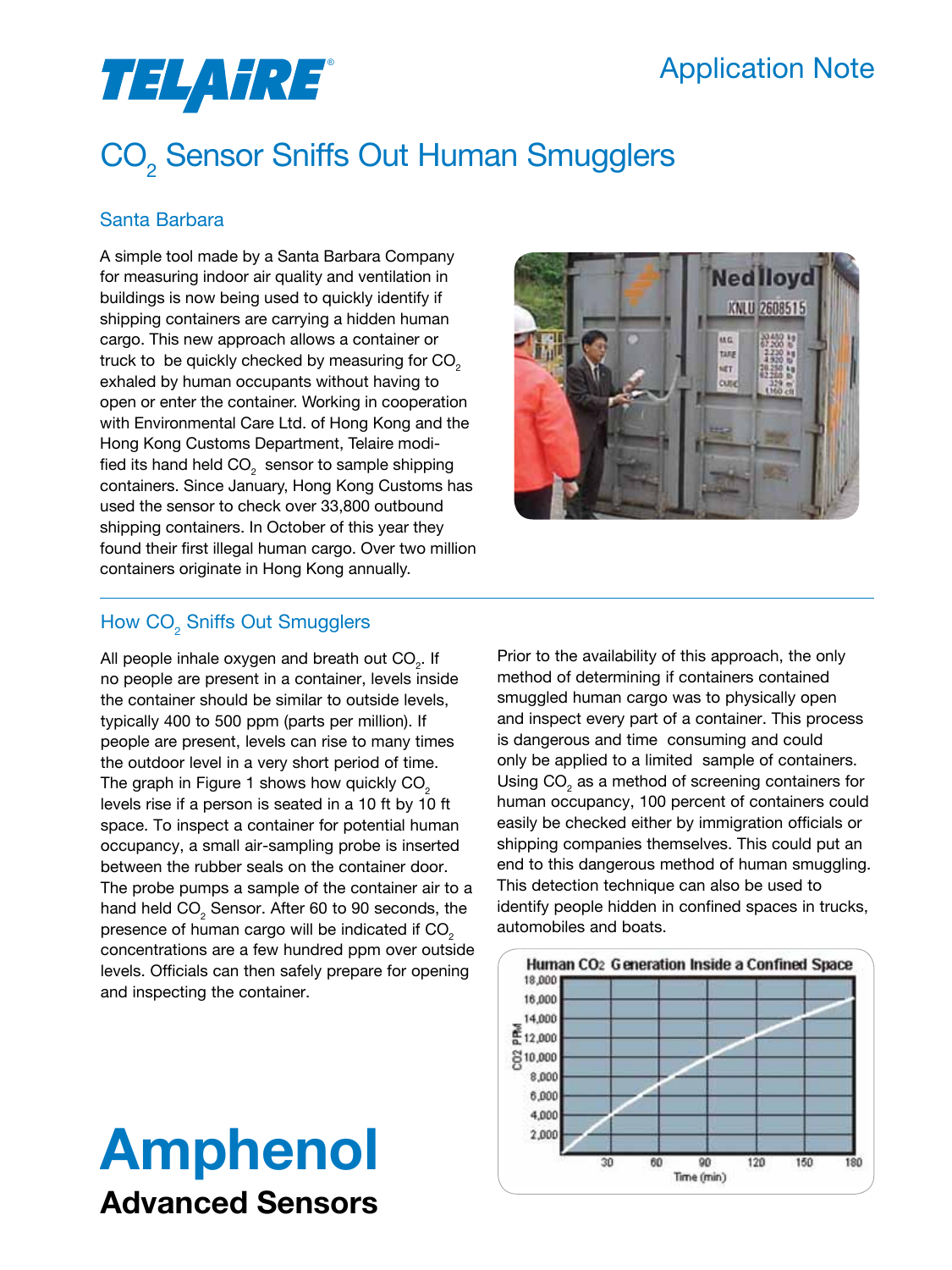TELAIRE

Application Note

# $CO_2$ Sensor Sniffs Out Human Smugglers

## Santa Barbara

A simple tool made by a Santa Barbara Company for measuring indoor air quality and ventilation in buildings is now being used to quickly identify if shipping containers are carrying a hidden human cargo. This new approach allows a container or truck to be quickly checked by measuring for $CO_2$ exhaled by human occupants without having to open or enter the container. Working in cooperation with Environmental Care Ltd. of Hong Kong and the Hong Kong Customs Department, Telaire modified its hand held $CO_2$ sensor to sample shipping containers. Since January, Hong Kong Customs has used the sensor to check over 33,800 outbound shipping containers. In October of this year they found their first illegal human cargo. Over two million containers originate in Hong Kong annually.

## How $CO_2$ Sniffs Out Smugglers

All people inhale oxygen and breath out $CO_2$. If no people are present in a container, levels inside the container should be similar to outside levels, typically 400 to 500 ppm (parts per million). If people are present, levels can rise to many times the outdoor level in a very short period of time. The graph in Figure 1 shows how quickly $CO_2$ levels rise if a person is seated in a 10 ft by 10 ft space. To inspect a container for potential human occupancy, a small air-sampling probe is inserted between the rubber seals on the container door. The probe pumps a sample of the container air to a hand held $CO_2$ Sensor. After 60 to 90 seconds, the presence of human cargo will be indicated if $CO_2$ concentrations are a few hundred ppm over outside levels. Officials can then safely prepare for opening and inspecting the container.

Prior to the availability of this approach, the only method of determining if containers contained smuggled human cargo was to physically open and inspect every part of a container. This process is dangerous and time consuming and could only be applied to a limited sample of containers. Using $CO_2$ as a method of screening containers for human occupancy, 100 percent of containers could easily be checked either by immigration officials or shipping companies themselves. This could put an end to this dangerous method of human smuggling. This detection technique can also be used to identify people hidden in confined spaces in trucks, automobiles and boats.

Human $CO_2$ Generation Inside a Confined Space

**Amphenol**
**Advanced Sensors**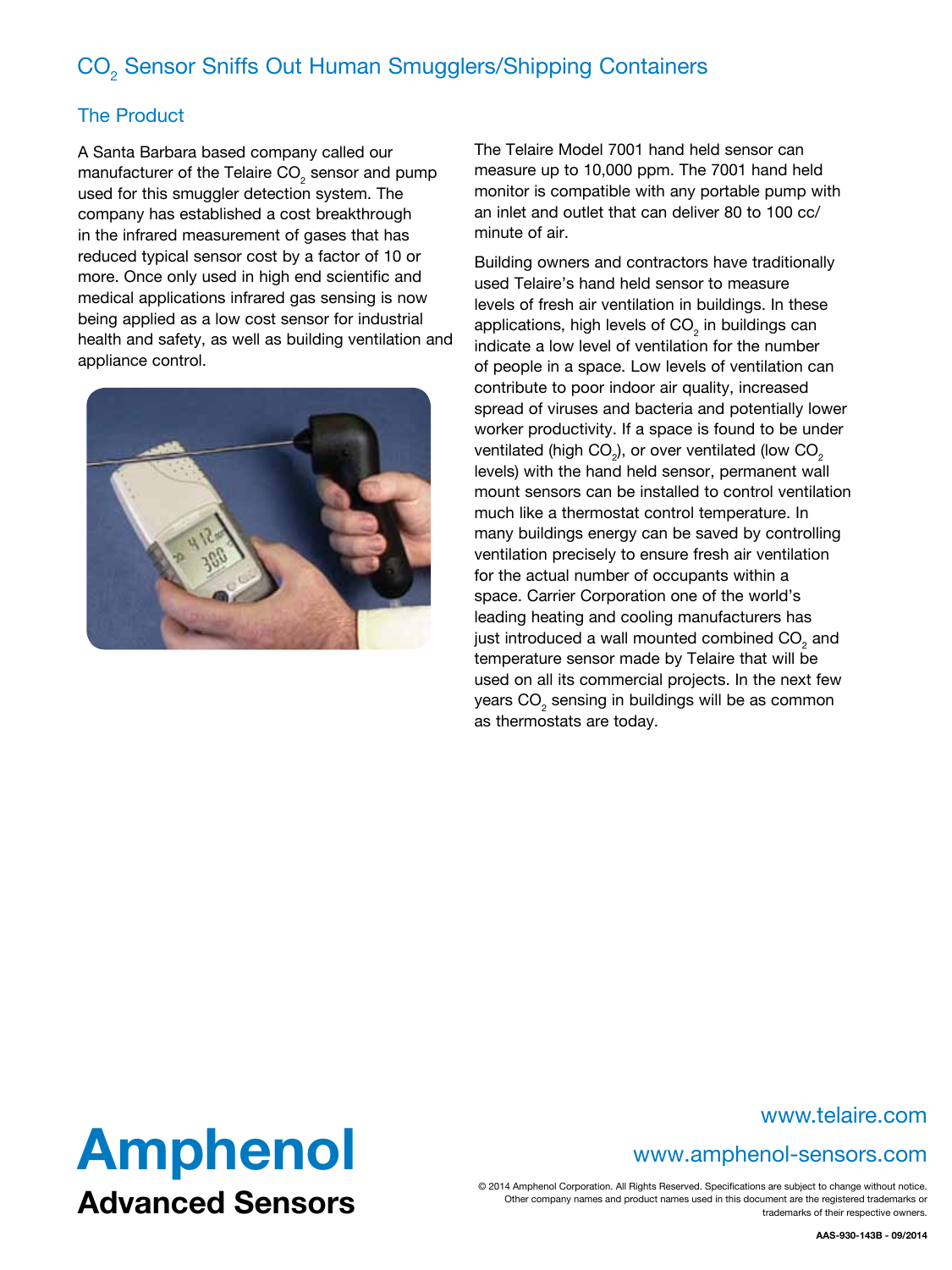## $CO_2$ Sensor Sniffs Out Human Smugglers/Shipping Containers

### The Product

A Santa Barbara based company called our manufacturer of the Telaire $CO_2$ sensor and pump used for this smuggler detection system. The company has established a cost breakthrough in the infrared measurement of gases that has reduced typical sensor cost by a factor of 10 or more. Once only used in high end scientific and medical applications infrared gas sensing is now being applied as a low cost sensor for industrial health and safety, as well as building ventilation and appliance control.

The Telaire Model 7001 hand held sensor can measure up to 10,000 ppm. The 7001 hand held monitor is compatible with any portable pump with an inlet and outlet that can deliver 80 to 100 cc/minute of air.

Building owners and contractors have traditionally used Telaire's hand held sensor to measure levels of fresh air ventilation in buildings. In these applications, high levels of $CO_2$ in buildings can indicate a low level of ventilation for the number of people in a space. Low levels of ventilation can contribute to poor indoor air quality, increased spread of viruses and bacteria and potentially lower worker productivity. If a space is found to be under ventilated (high $CO_2$), or over ventilated (low $CO_2$ levels) with the hand held sensor, permanent wall mount sensors can be installed to control ventilation much like a thermostat control temperature. In many buildings energy can be saved by controlling ventilation precisely to ensure fresh air ventilation for the actual number of occupants within a space. Carrier Corporation one of the world's leading heating and cooling manufacturers has just introduced a wall mounted combined $CO_2$ and temperature sensor made by Telaire that will be used on all its commercial projects. In the next few years $CO_2$ sensing in buildings will be as common as thermostats are today.

**Amphenol**
**Advanced Sensors**

www.telaire.com

www.amphenol-sensors.com

© 2014 Amphenol Corporation. All Rights Reserved. Specifications are subject to change without notice. Other company names and product names used in this document are the registered trademarks or trademarks of their respective owners.

AAS-930-143B - 09/2014